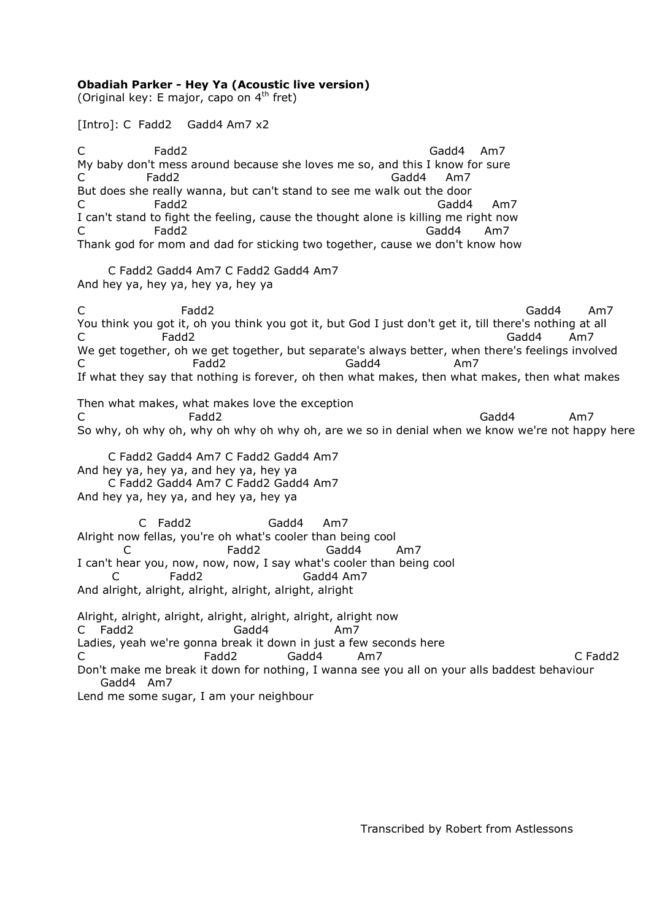**Obadiah Parker - Hey Ya (Acoustic live version)**
(Original key: E major, capo on 4th fret)

[Intro]: C  Fadd2    Gadd4 Am7 x2

```
C                Fadd2                                              Gadd4    Am7
My baby don't mess around because she loves me so, and this I know for sure
C               Fadd2                                        Gadd4     Am7
But does she really wanna, but can't stand to see me walk out the door
C                Fadd2                                                   Gadd4     Am7
I can't stand to fight the feeling, cause the thought alone is killing me right now
C                Fadd2                                                Gadd4      Am7
Thank god for mom and dad for sticking two together, cause we don't know how

       C Fadd2 Gadd4 Am7 C Fadd2 Gadd4 Am7
And hey ya, hey ya, hey ya, hey ya

C                       Fadd2                                                              Gadd4       Am7
You think you got it, oh you think you got it, but God I just don't get it, till there's nothing at all
C                  Fadd2                                                                 Gadd4       Am7
We get together, oh we get together, but separate's always better, when there's feelings involved
C                          Fadd2                       Gadd4                Am7
If what they say that nothing is forever, oh then what makes, then what makes, then what makes

Then what makes, what makes love the exception
C                           Fadd2                                                       Gadd4             Am7
So why, oh why oh, why oh why oh why oh, are we so in denial when we know we're not happy here

       C Fadd2 Gadd4 Am7 C Fadd2 Gadd4 Am7
And hey ya, hey ya, and hey ya, hey ya
       C Fadd2 Gadd4 Am7 C Fadd2 Gadd4 Am7
And hey ya, hey ya, and hey ya, hey ya

              C   Fadd2                Gadd4     Am7
Alright now fellas, you're oh what's cooler than being cool
          C                   Fadd2              Gadd4        Am7
I can't hear you, now, now, now, I say what's cooler than being cool
        C            Fadd2                   Gadd4 Am7
And alright, alright, alright, alright, alright, alright

Alright, alright, alright, alright, alright, alright, alright now
C    Fadd2                    Gadd4               Am7
Ladies, yeah we're gonna break it down in just a few seconds here
C                           Fadd2            Gadd4         Am7                                  C Fadd2
Don't make me break it down for nothing, I wanna see you all on your alls baddest behaviour
      Gadd4   Am7
Lend me some sugar, I am your neighbour
```

Transcribed by Robert from Astlessons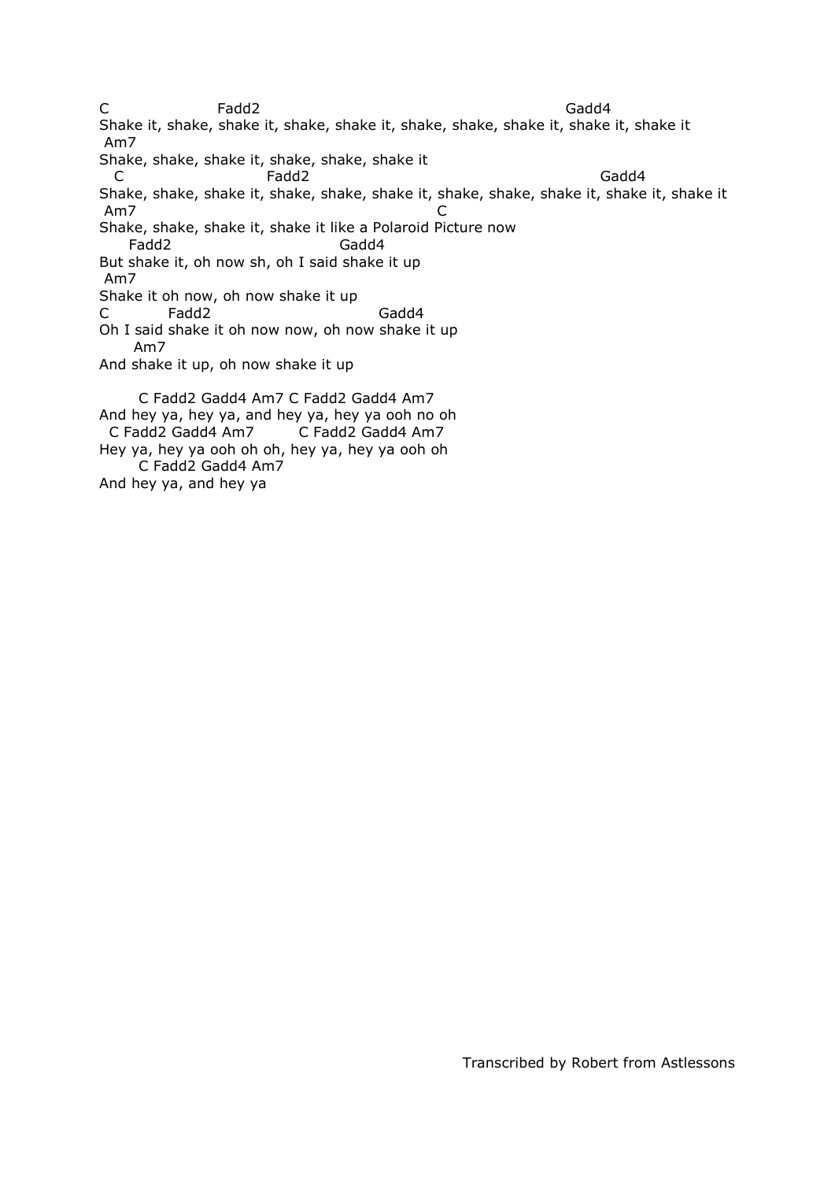```
C                    Fadd2                                                   Gadd4
Shake it, shake, shake it, shake, shake it, shake, shake, shake it, shake it, shake it
 Am7
Shake, shake, shake it, shake, shake, shake it
   C                         Fadd2                                                Gadd4
Shake, shake, shake it, shake, shake, shake it, shake, shake, shake it, shake it, shake it
 Am7                                                   C
Shake, shake, shake it, shake it like a Polaroid Picture now
     Fadd2                         Gadd4
But shake it, oh now sh, oh I said shake it up
 Am7
Shake it oh now, oh now shake it up
C           Fadd2                              Gadd4
Oh I said shake it oh now now, oh now shake it up
      Am7
And shake it up, oh now shake it up

       C Fadd2 Gadd4 Am7 C Fadd2 Gadd4 Am7
And hey ya, hey ya, and hey ya, hey ya ooh no oh
  C Fadd2 Gadd4 Am7         C Fadd2 Gadd4 Am7
Hey ya, hey ya ooh oh oh, hey ya, hey ya ooh oh
       C Fadd2 Gadd4 Am7
And hey ya, and hey ya
```

Transcribed by Robert from Astlessons